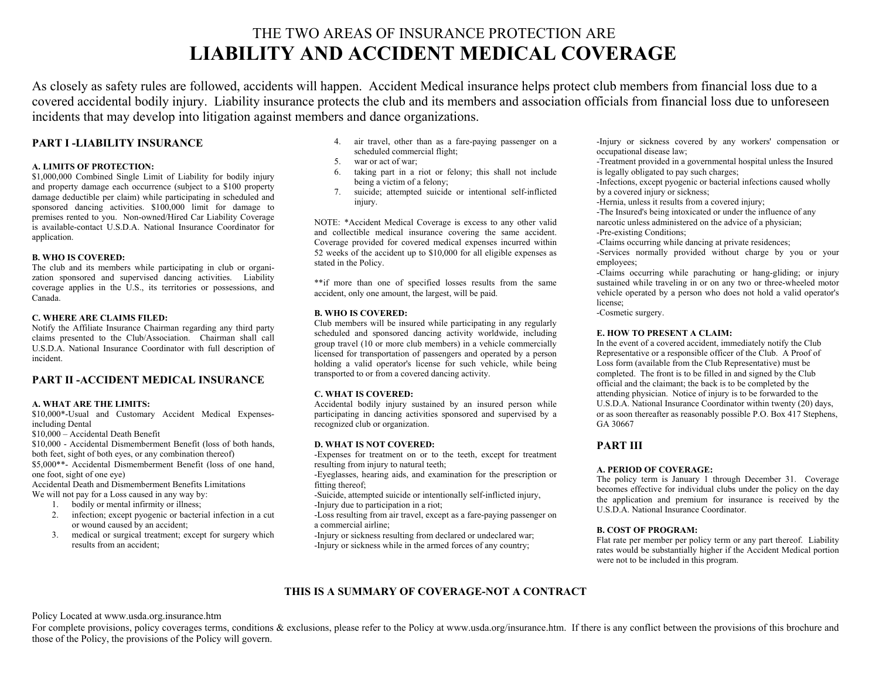# THE TWO AREAS OF INSURANCE PROTECTION ARE
# LIABILITY AND ACCIDENT MEDICAL COVERAGE

As closely as safety rules are followed, accidents will happen. Accident Medical insurance helps protect club members from financial loss due to a covered accidental bodily injury. Liability insurance protects the club and its members and association officials from financial loss due to unforeseen incidents that may develop into litigation against members and dance organizations.

## PART I -LIABILITY INSURANCE

### A. LIMITS OF PROTECTION:

$1,000,000 Combined Single Limit of Liability for bodily injury and property damage each occurrence (subject to a $100 property damage deductible per claim) while participating in scheduled and sponsored dancing activities. $100,000 limit for damage to premises rented to you. Non-owned/Hired Car Liability Coverage is available-contact U.S.D.A. National Insurance Coordinator for application.

### B. WHO IS COVERED:

The club and its members while participating in club or organization sponsored and supervised dancing activities. Liability coverage applies in the U.S., its territories or possessions, and Canada.

### C. WHERE ARE CLAIMS FILED:

Notify the Affiliate Insurance Chairman regarding any third party claims presented to the Club/Association. Chairman shall call U.S.D.A. National Insurance Coordinator with full description of incident.

## PART II -ACCIDENT MEDICAL INSURANCE

### A. WHAT ARE THE LIMITS:

$10,000*-Usual and Customary Accident Medical Expenses-including Dental

$10,000 – Accidental Death Benefit

$10,000 - Accidental Dismemberment Benefit (loss of both hands, both feet, sight of both eyes, or any combination thereof)

$5,000**- Accidental Dismemberment Benefit (loss of one hand, one foot, sight of one eye)

Accidental Death and Dismemberment Benefits Limitations

We will not pay for a Loss caused in any way by:

1. bodily or mental infirmity or illness;
2. infection; except pyogenic or bacterial infection in a cut or wound caused by an accident;
3. medical or surgical treatment; except for surgery which results from an accident;
4. air travel, other than as a fare-paying passenger on a scheduled commercial flight;
5. war or act of war;
6. taking part in a riot or felony; this shall not include being a victim of a felony;
7. suicide; attempted suicide or intentional self-inflicted injury.

NOTE: *Accident Medical Coverage is excess to any other valid and collectible medical insurance covering the same accident. Coverage provided for covered medical expenses incurred within 52 weeks of the accident up to $10,000 for all eligible expenses as stated in the Policy.

**if more than one of specified losses results from the same accident, only one amount, the largest, will be paid.

### B. WHO IS COVERED:

Club members will be insured while participating in any regularly scheduled and sponsored dancing activity worldwide, including group travel (10 or more club members) in a vehicle commercially licensed for transportation of passengers and operated by a person holding a valid operator's license for such vehicle, while being transported to or from a covered dancing activity.

### C. WHAT IS COVERED:

Accidental bodily injury sustained by an insured person while participating in dancing activities sponsored and supervised by a recognized club or organization.

### D. WHAT IS NOT COVERED:

-Expenses for treatment on or to the teeth, except for treatment resulting from injury to natural teeth;
-Eyeglasses, hearing aids, and examination for the prescription or fitting thereof;
-Suicide, attempted suicide or intentionally self-inflicted injury,
-Injury due to participation in a riot;
-Loss resulting from air travel, except as a fare-paying passenger on a commercial airline;
-Injury or sickness resulting from declared or undeclared war;
-Injury or sickness while in the armed forces of any country;
-Injury or sickness covered by any workers' compensation or occupational disease law;
-Treatment provided in a governmental hospital unless the Insured is legally obligated to pay such charges;
-Infections, except pyogenic or bacterial infections caused wholly by a covered injury or sickness;
-Hernia, unless it results from a covered injury;
-The Insured's being intoxicated or under the influence of any narcotic unless administered on the advice of a physician;
-Pre-existing Conditions;
-Claims occurring while dancing at private residences;
-Services normally provided without charge by you or your employees;
-Claims occurring while parachuting or hang-gliding; or injury sustained while traveling in or on any two or three-wheeled motor vehicle operated by a person who does not hold a valid operator's license;
-Cosmetic surgery.

### E. HOW TO PRESENT A CLAIM:

In the event of a covered accident, immediately notify the Club Representative or a responsible officer of the Club. A Proof of Loss form (available from the Club Representative) must be completed. The front is to be filled in and signed by the Club official and the claimant; the back is to be completed by the attending physician. Notice of injury is to be forwarded to the U.S.D.A. National Insurance Coordinator within twenty (20) days, or as soon thereafter as reasonably possible P.O. Box 417 Stephens, GA 30667

## PART III

### A. PERIOD OF COVERAGE:

The policy term is January 1 through December 31. Coverage becomes effective for individual clubs under the policy on the day the application and premium for insurance is received by the U.S.D.A. National Insurance Coordinator.

### B. COST OF PROGRAM:

Flat rate per member per policy term or any part thereof. Liability rates would be substantially higher if the Accident Medical portion were not to be included in this program.

**THIS IS A SUMMARY OF COVERAGE-NOT A CONTRACT**

Policy Located at www.usda.org.insurance.htm

For complete provisions, policy coverages terms, conditions & exclusions, please refer to the Policy at www.usda.org/insurance.htm. If there is any conflict between the provisions of this brochure and those of the Policy, the provisions of the Policy will govern.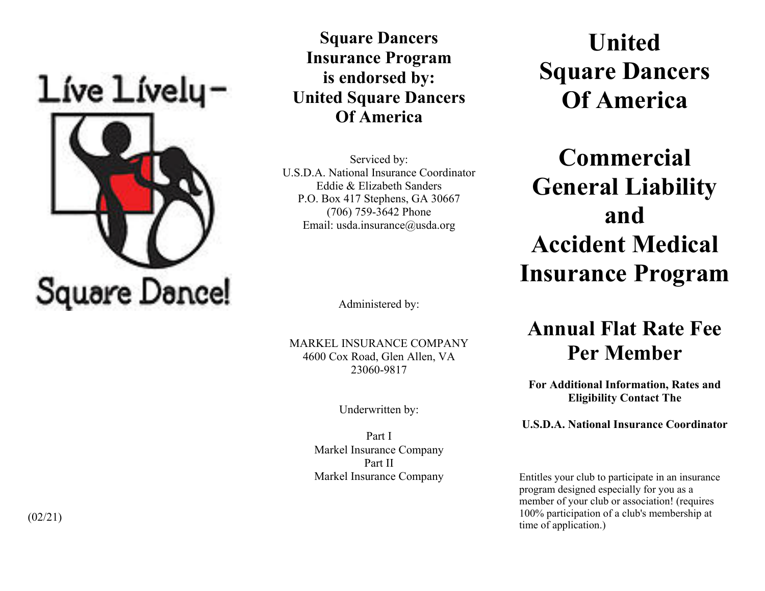Líve Lívely –

Square Dance!

(02/21)

**Square Dancers Insurance Program is endorsed by: United Square Dancers Of America**

Serviced by:
U.S.D.A. National Insurance Coordinator
Eddie & Elizabeth Sanders
P.O. Box 417 Stephens, GA 30667
(706) 759-3642 Phone
Email: usda.insurance@usda.org

Administered by:

MARKEL INSURANCE COMPANY
4600 Cox Road, Glen Allen, VA
23060-9817

Underwritten by:

Part I
Markel Insurance Company
Part II
Markel Insurance Company

# United Square Dancers Of America

# Commercial General Liability and Accident Medical Insurance Program

## Annual Flat Rate Fee Per Member

**For Additional Information, Rates and Eligibility Contact The**

**U.S.D.A. National Insurance Coordinator**

Entitles your club to participate in an insurance program designed especially for you as a member of your club or association! (requires 100% participation of a club's membership at time of application.)